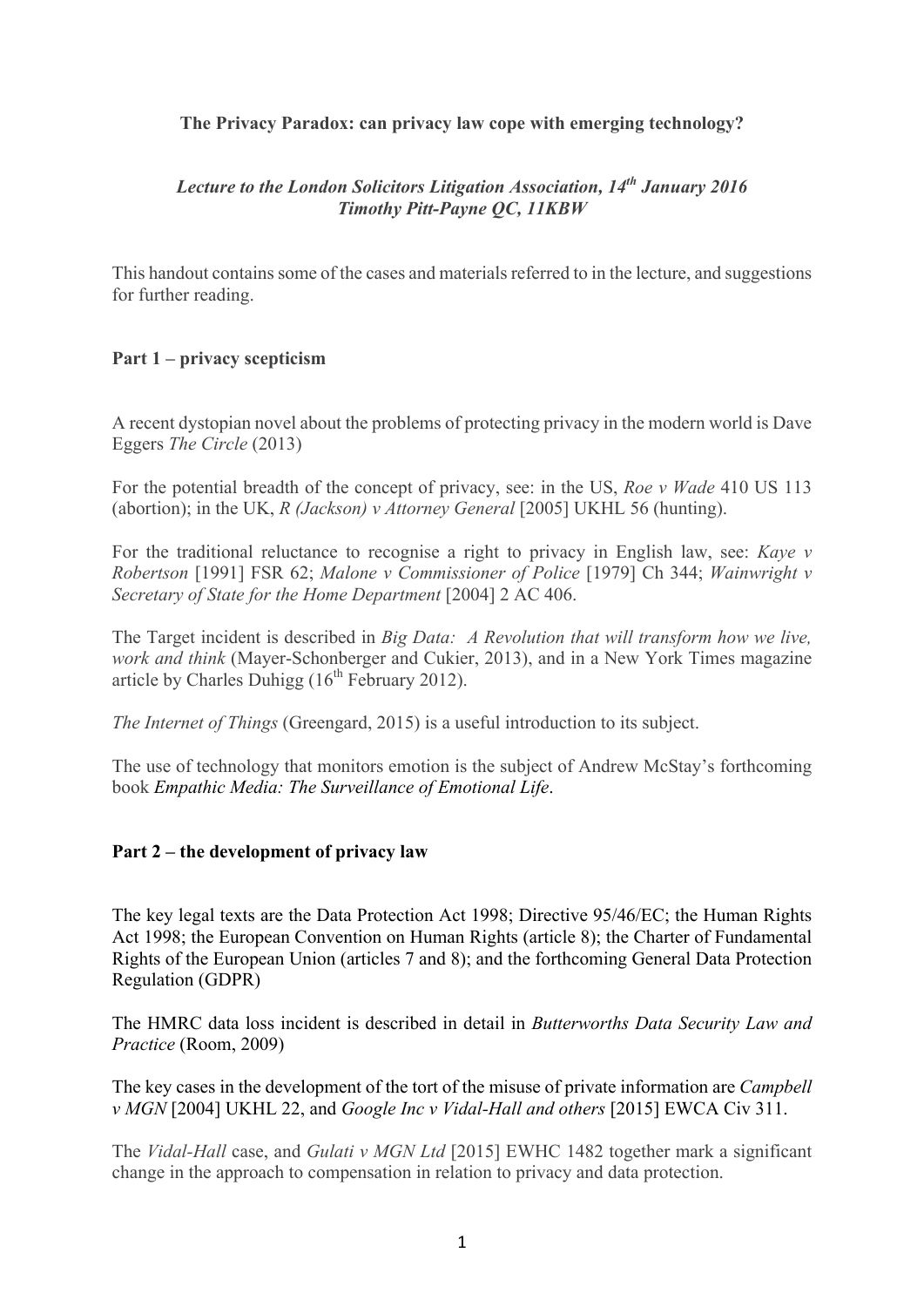**The Privacy Paradox: can privacy law cope with emerging technology?**

***Lecture to the London Solicitors Litigation Association, 14th January 2016***
***Timothy Pitt-Payne QC, 11KBW***

This handout contains some of the cases and materials referred to in the lecture, and suggestions for further reading.

## Part 1 – privacy scepticism

A recent dystopian novel about the problems of protecting privacy in the modern world is Dave Eggers *The Circle* (2013)

For the potential breadth of the concept of privacy, see: in the US, *Roe v Wade* 410 US 113 (abortion); in the UK, *R (Jackson) v Attorney General* [2005] UKHL 56 (hunting).

For the traditional reluctance to recognise a right to privacy in English law, see: *Kaye v Robertson* [1991] FSR 62; *Malone v Commissioner of Police* [1979] Ch 344; *Wainwright v Secretary of State for the Home Department* [2004] 2 AC 406.

The Target incident is described in *Big Data: A Revolution that will transform how we live, work and think* (Mayer-Schonberger and Cukier, 2013), and in a New York Times magazine article by Charles Duhigg (16th February 2012).

*The Internet of Things* (Greengard, 2015) is a useful introduction to its subject.

The use of technology that monitors emotion is the subject of Andrew McStay's forthcoming book *Empathic Media: The Surveillance of Emotional Life*.

## Part 2 – the development of privacy law

The key legal texts are the Data Protection Act 1998; Directive 95/46/EC; the Human Rights Act 1998; the European Convention on Human Rights (article 8); the Charter of Fundamental Rights of the European Union (articles 7 and 8); and the forthcoming General Data Protection Regulation (GDPR)

The HMRC data loss incident is described in detail in *Butterworths Data Security Law and Practice* (Room, 2009)

The key cases in the development of the tort of the misuse of private information are *Campbell v MGN* [2004] UKHL 22, and *Google Inc v Vidal-Hall and others* [2015] EWCA Civ 311.

The *Vidal-Hall* case, and *Gulati v MGN Ltd* [2015] EWHC 1482 together mark a significant change in the approach to compensation in relation to privacy and data protection.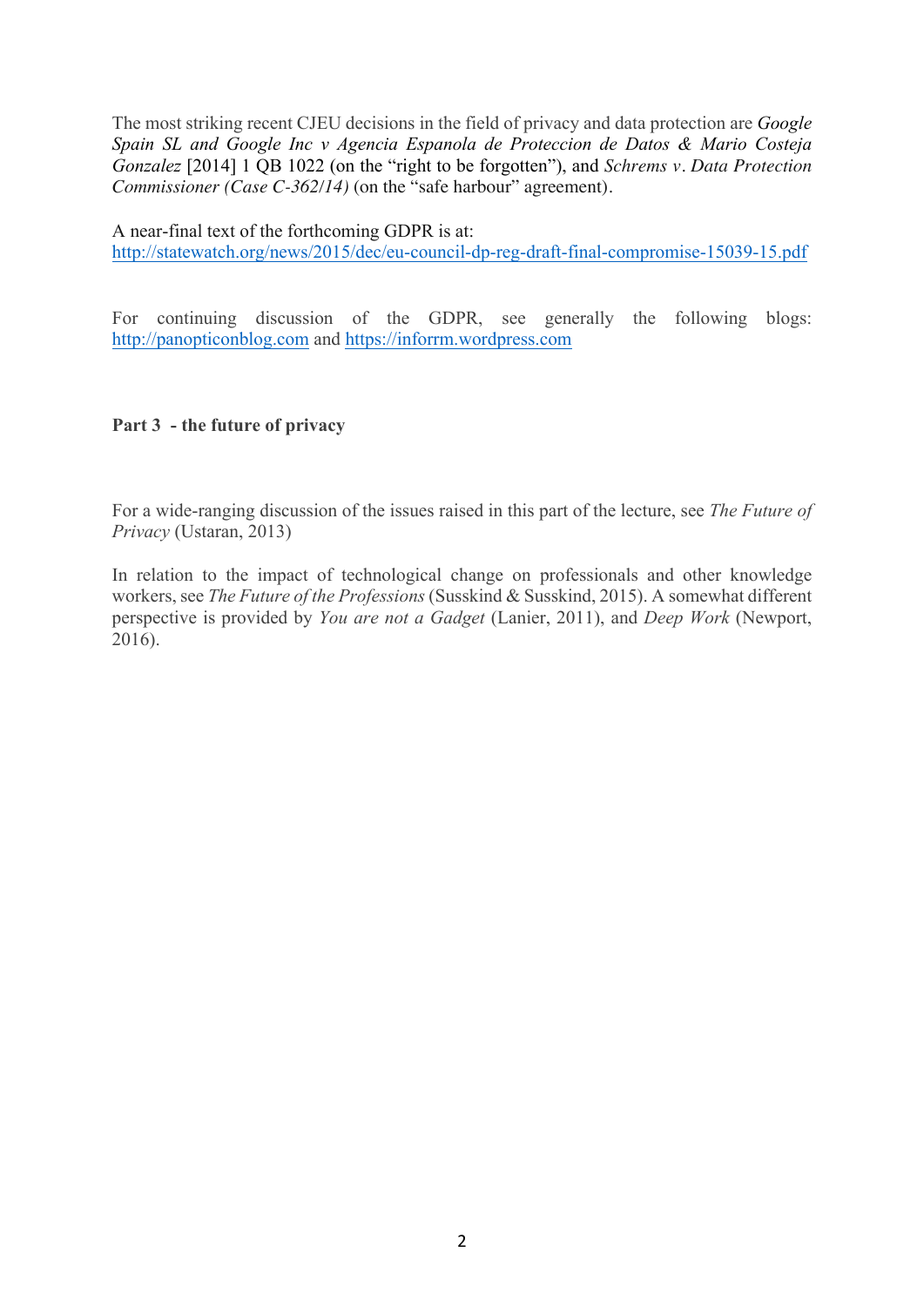The most striking recent CJEU decisions in the field of privacy and data protection are *Google Spain SL and Google Inc v Agencia Espanola de Proteccion de Datos & Mario Costeja Gonzalez* [2014] 1 QB 1022 (on the "right to be forgotten"), and *Schrems v. Data Protection Commissioner (Case C-362/14)* (on the "safe harbour" agreement).

A near-final text of the forthcoming GDPR is at:
http://statewatch.org/news/2015/dec/eu-council-dp-reg-draft-final-compromise-15039-15.pdf

For continuing discussion of the GDPR, see generally the following blogs: http://panopticonblog.com and https://inforrm.wordpress.com

**Part 3 - the future of privacy**

For a wide-ranging discussion of the issues raised in this part of the lecture, see *The Future of Privacy* (Ustaran, 2013)

In relation to the impact of technological change on professionals and other knowledge workers, see *The Future of the Professions* (Susskind & Susskind, 2015). A somewhat different perspective is provided by *You are not a Gadget* (Lanier, 2011), and *Deep Work* (Newport, 2016).